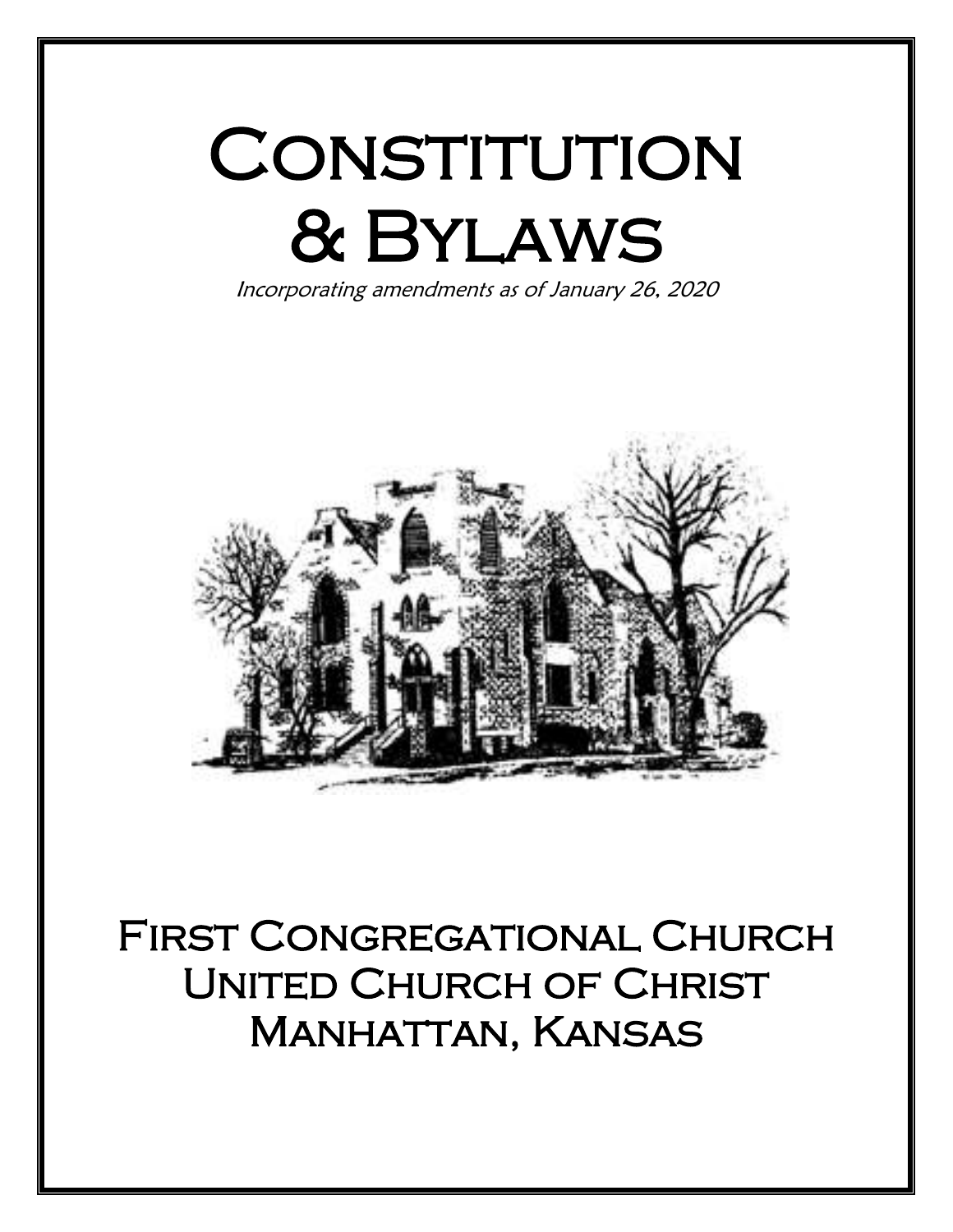# Constitution & Bylaws

*Incorporating amendments as of January 26, 2020*

## First Congregational Church
## United Church of Christ
## Manhattan, Kansas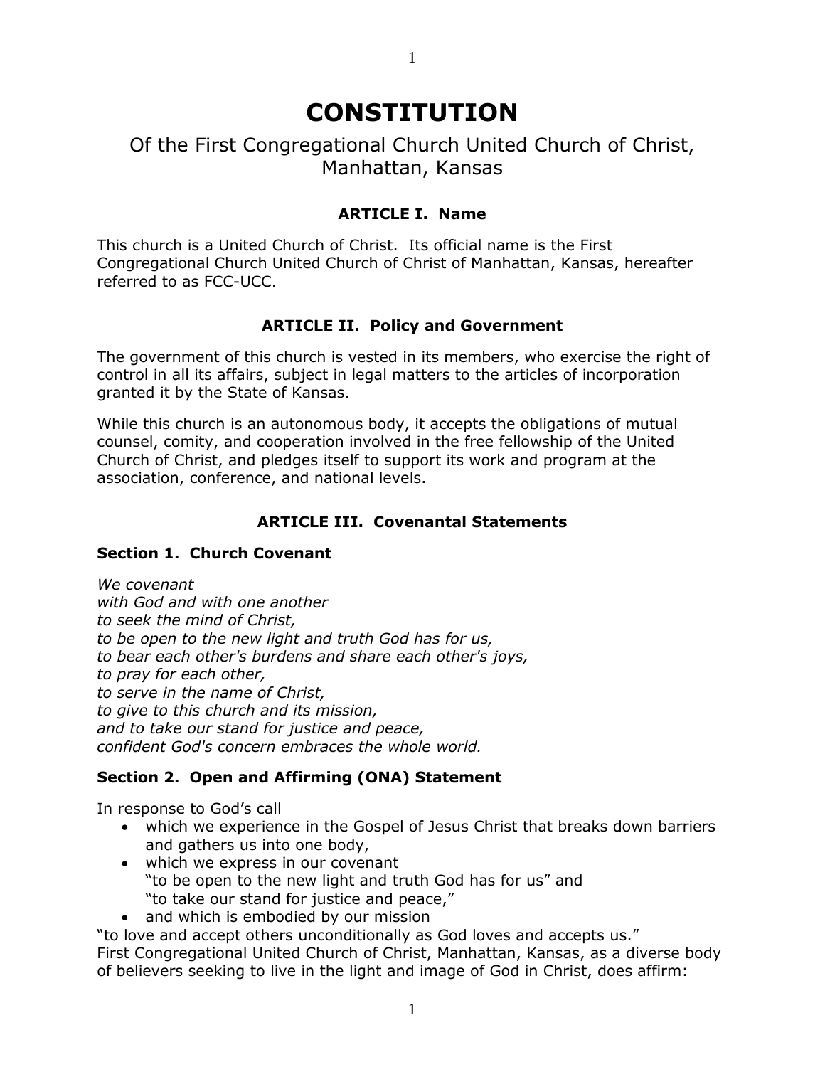# CONSTITUTION

Of the First Congregational Church United Church of Christ, Manhattan, Kansas

### ARTICLE I. Name

This church is a United Church of Christ. Its official name is the First Congregational Church United Church of Christ of Manhattan, Kansas, hereafter referred to as FCC-UCC.

### ARTICLE II. Policy and Government

The government of this church is vested in its members, who exercise the right of control in all its affairs, subject in legal matters to the articles of incorporation granted it by the State of Kansas.

While this church is an autonomous body, it accepts the obligations of mutual counsel, comity, and cooperation involved in the free fellowship of the United Church of Christ, and pledges itself to support its work and program at the association, conference, and national levels.

### ARTICLE III. Covenantal Statements

#### Section 1. Church Covenant

*We covenant*
*with God and with one another*
*to seek the mind of Christ,*
*to be open to the new light and truth God has for us,*
*to bear each other's burdens and share each other's joys,*
*to pray for each other,*
*to serve in the name of Christ,*
*to give to this church and its mission,*
*and to take our stand for justice and peace,*
*confident God's concern embraces the whole world.*

#### Section 2. Open and Affirming (ONA) Statement

In response to God's call

- which we experience in the Gospel of Jesus Christ that breaks down barriers and gathers us into one body,
- which we express in our covenant "to be open to the new light and truth God has for us" and "to take our stand for justice and peace,"
- and which is embodied by our mission

"to love and accept others unconditionally as God loves and accepts us."
First Congregational United Church of Christ, Manhattan, Kansas, as a diverse body of believers seeking to live in the light and image of God in Christ, does affirm: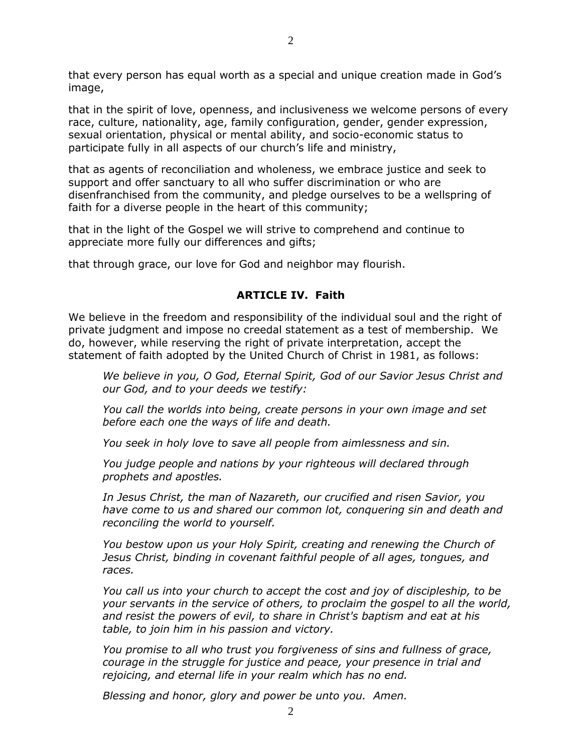that every person has equal worth as a special and unique creation made in God's image,

that in the spirit of love, openness, and inclusiveness we welcome persons of every race, culture, nationality, age, family configuration, gender, gender expression, sexual orientation, physical or mental ability, and socio-economic status to participate fully in all aspects of our church's life and ministry,

that as agents of reconciliation and wholeness, we embrace justice and seek to support and offer sanctuary to all who suffer discrimination or who are disenfranchised from the community, and pledge ourselves to be a wellspring of faith for a diverse people in the heart of this community;

that in the light of the Gospel we will strive to comprehend and continue to appreciate more fully our differences and gifts;

that through grace, our love for God and neighbor may flourish.

## ARTICLE IV. Faith

We believe in the freedom and responsibility of the individual soul and the right of private judgment and impose no creedal statement as a test of membership. We do, however, while reserving the right of private interpretation, accept the statement of faith adopted by the United Church of Christ in 1981, as follows:

> *We believe in you, O God, Eternal Spirit, God of our Savior Jesus Christ and our God, and to your deeds we testify:*
>
> *You call the worlds into being, create persons in your own image and set before each one the ways of life and death.*
>
> *You seek in holy love to save all people from aimlessness and sin.*
>
> *You judge people and nations by your righteous will declared through prophets and apostles.*
>
> *In Jesus Christ, the man of Nazareth, our crucified and risen Savior, you have come to us and shared our common lot, conquering sin and death and reconciling the world to yourself.*
>
> *You bestow upon us your Holy Spirit, creating and renewing the Church of Jesus Christ, binding in covenant faithful people of all ages, tongues, and races.*
>
> *You call us into your church to accept the cost and joy of discipleship, to be your servants in the service of others, to proclaim the gospel to all the world, and resist the powers of evil, to share in Christ's baptism and eat at his table, to join him in his passion and victory.*
>
> *You promise to all who trust you forgiveness of sins and fullness of grace, courage in the struggle for justice and peace, your presence in trial and rejoicing, and eternal life in your realm which has no end.*
>
> *Blessing and honor, glory and power be unto you. Amen.*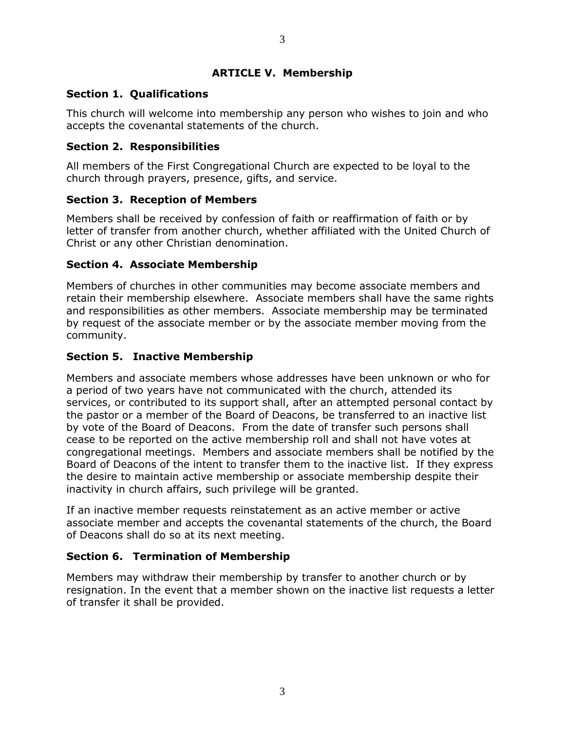## ARTICLE V. Membership

### Section 1. Qualifications

This church will welcome into membership any person who wishes to join and who accepts the covenantal statements of the church.

### Section 2. Responsibilities

All members of the First Congregational Church are expected to be loyal to the church through prayers, presence, gifts, and service.

### Section 3. Reception of Members

Members shall be received by confession of faith or reaffirmation of faith or by letter of transfer from another church, whether affiliated with the United Church of Christ or any other Christian denomination.

### Section 4. Associate Membership

Members of churches in other communities may become associate members and retain their membership elsewhere. Associate members shall have the same rights and responsibilities as other members. Associate membership may be terminated by request of the associate member or by the associate member moving from the community.

### Section 5. Inactive Membership

Members and associate members whose addresses have been unknown or who for a period of two years have not communicated with the church, attended its services, or contributed to its support shall, after an attempted personal contact by the pastor or a member of the Board of Deacons, be transferred to an inactive list by vote of the Board of Deacons. From the date of transfer such persons shall cease to be reported on the active membership roll and shall not have votes at congregational meetings. Members and associate members shall be notified by the Board of Deacons of the intent to transfer them to the inactive list. If they express the desire to maintain active membership or associate membership despite their inactivity in church affairs, such privilege will be granted.

If an inactive member requests reinstatement as an active member or active associate member and accepts the covenantal statements of the church, the Board of Deacons shall do so at its next meeting.

### Section 6. Termination of Membership

Members may withdraw their membership by transfer to another church or by resignation. In the event that a member shown on the inactive list requests a letter of transfer it shall be provided.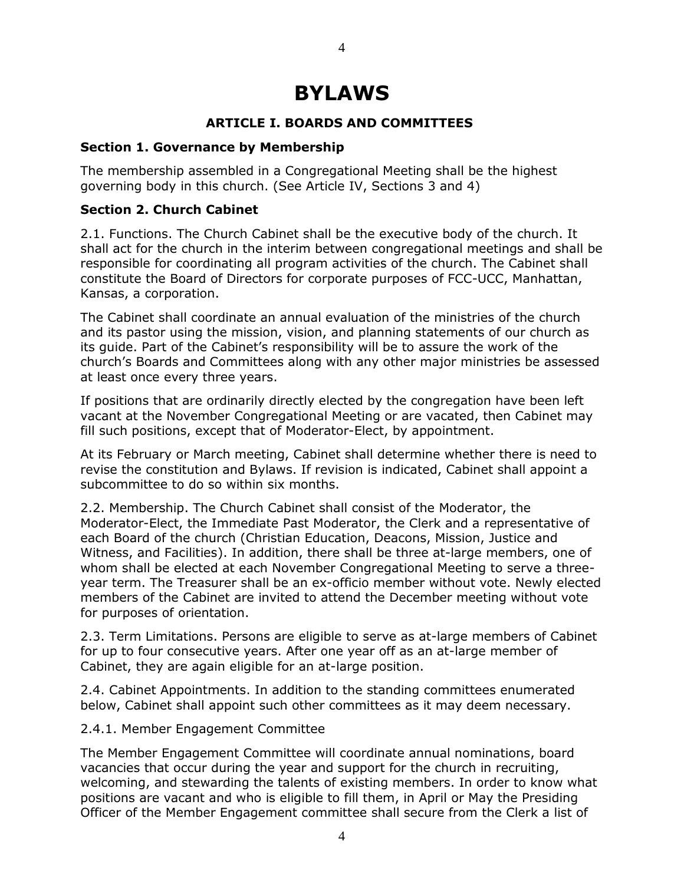# BYLAWS

## ARTICLE I. BOARDS AND COMMITTEES

### Section 1. Governance by Membership

The membership assembled in a Congregational Meeting shall be the highest governing body in this church. (See Article IV, Sections 3 and 4)

### Section 2. Church Cabinet

2.1. Functions. The Church Cabinet shall be the executive body of the church. It shall act for the church in the interim between congregational meetings and shall be responsible for coordinating all program activities of the church. The Cabinet shall constitute the Board of Directors for corporate purposes of FCC-UCC, Manhattan, Kansas, a corporation.

The Cabinet shall coordinate an annual evaluation of the ministries of the church and its pastor using the mission, vision, and planning statements of our church as its guide. Part of the Cabinet's responsibility will be to assure the work of the church's Boards and Committees along with any other major ministries be assessed at least once every three years.

If positions that are ordinarily directly elected by the congregation have been left vacant at the November Congregational Meeting or are vacated, then Cabinet may fill such positions, except that of Moderator-Elect, by appointment.

At its February or March meeting, Cabinet shall determine whether there is need to revise the constitution and Bylaws. If revision is indicated, Cabinet shall appoint a subcommittee to do so within six months.

2.2. Membership. The Church Cabinet shall consist of the Moderator, the Moderator-Elect, the Immediate Past Moderator, the Clerk and a representative of each Board of the church (Christian Education, Deacons, Mission, Justice and Witness, and Facilities). In addition, there shall be three at-large members, one of whom shall be elected at each November Congregational Meeting to serve a three-year term. The Treasurer shall be an ex-officio member without vote. Newly elected members of the Cabinet are invited to attend the December meeting without vote for purposes of orientation.

2.3. Term Limitations. Persons are eligible to serve as at-large members of Cabinet for up to four consecutive years. After one year off as an at-large member of Cabinet, they are again eligible for an at-large position.

2.4. Cabinet Appointments. In addition to the standing committees enumerated below, Cabinet shall appoint such other committees as it may deem necessary.

2.4.1. Member Engagement Committee

The Member Engagement Committee will coordinate annual nominations, board vacancies that occur during the year and support for the church in recruiting, welcoming, and stewarding the talents of existing members. In order to know what positions are vacant and who is eligible to fill them, in April or May the Presiding Officer of the Member Engagement committee shall secure from the Clerk a list of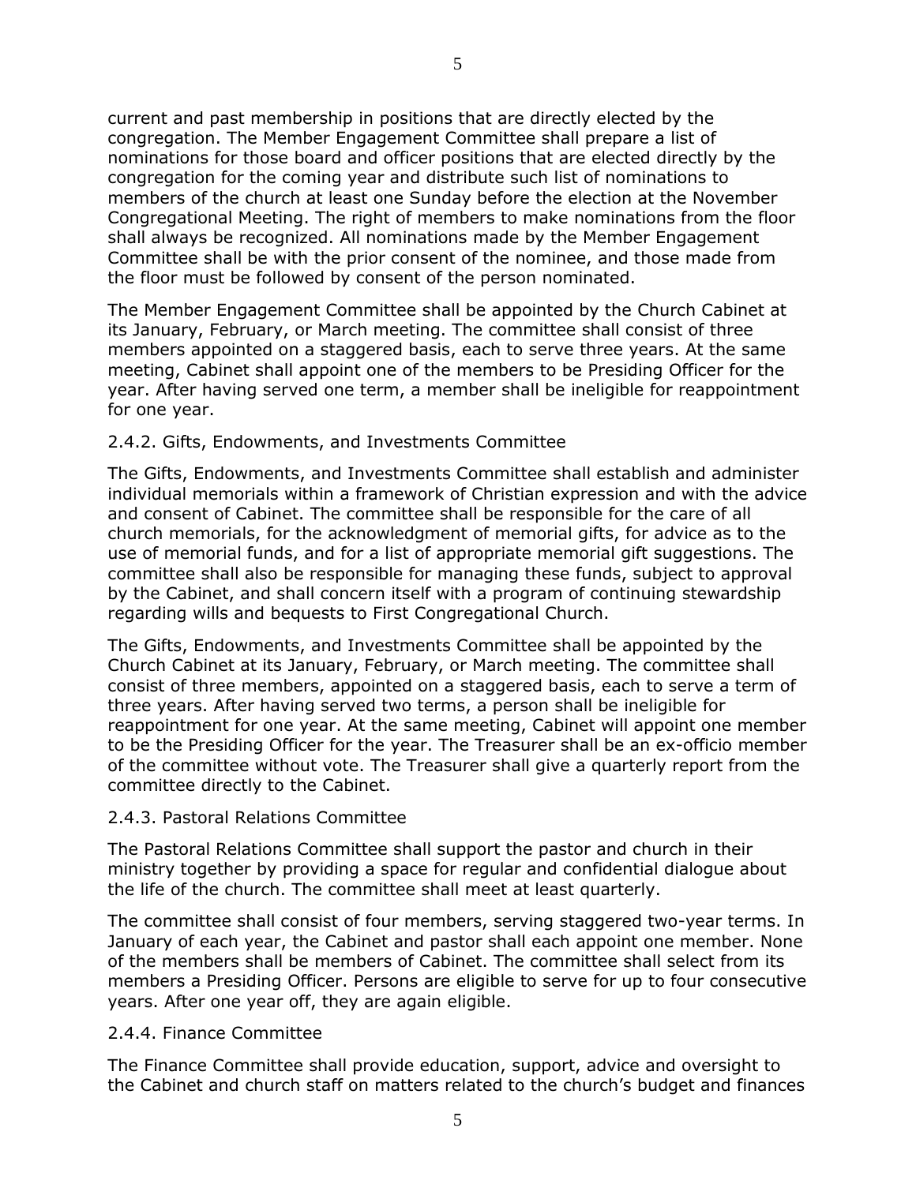current and past membership in positions that are directly elected by the congregation. The Member Engagement Committee shall prepare a list of nominations for those board and officer positions that are elected directly by the congregation for the coming year and distribute such list of nominations to members of the church at least one Sunday before the election at the November Congregational Meeting. The right of members to make nominations from the floor shall always be recognized. All nominations made by the Member Engagement Committee shall be with the prior consent of the nominee, and those made from the floor must be followed by consent of the person nominated.

The Member Engagement Committee shall be appointed by the Church Cabinet at its January, February, or March meeting. The committee shall consist of three members appointed on a staggered basis, each to serve three years. At the same meeting, Cabinet shall appoint one of the members to be Presiding Officer for the year. After having served one term, a member shall be ineligible for reappointment for one year.

### 2.4.2. Gifts, Endowments, and Investments Committee

The Gifts, Endowments, and Investments Committee shall establish and administer individual memorials within a framework of Christian expression and with the advice and consent of Cabinet. The committee shall be responsible for the care of all church memorials, for the acknowledgment of memorial gifts, for advice as to the use of memorial funds, and for a list of appropriate memorial gift suggestions. The committee shall also be responsible for managing these funds, subject to approval by the Cabinet, and shall concern itself with a program of continuing stewardship regarding wills and bequests to First Congregational Church.

The Gifts, Endowments, and Investments Committee shall be appointed by the Church Cabinet at its January, February, or March meeting. The committee shall consist of three members, appointed on a staggered basis, each to serve a term of three years. After having served two terms, a person shall be ineligible for reappointment for one year. At the same meeting, Cabinet will appoint one member to be the Presiding Officer for the year. The Treasurer shall be an ex-officio member of the committee without vote. The Treasurer shall give a quarterly report from the committee directly to the Cabinet.

### 2.4.3. Pastoral Relations Committee

The Pastoral Relations Committee shall support the pastor and church in their ministry together by providing a space for regular and confidential dialogue about the life of the church. The committee shall meet at least quarterly.

The committee shall consist of four members, serving staggered two-year terms. In January of each year, the Cabinet and pastor shall each appoint one member. None of the members shall be members of Cabinet. The committee shall select from its members a Presiding Officer. Persons are eligible to serve for up to four consecutive years. After one year off, they are again eligible.

### 2.4.4. Finance Committee

The Finance Committee shall provide education, support, advice and oversight to the Cabinet and church staff on matters related to the church's budget and finances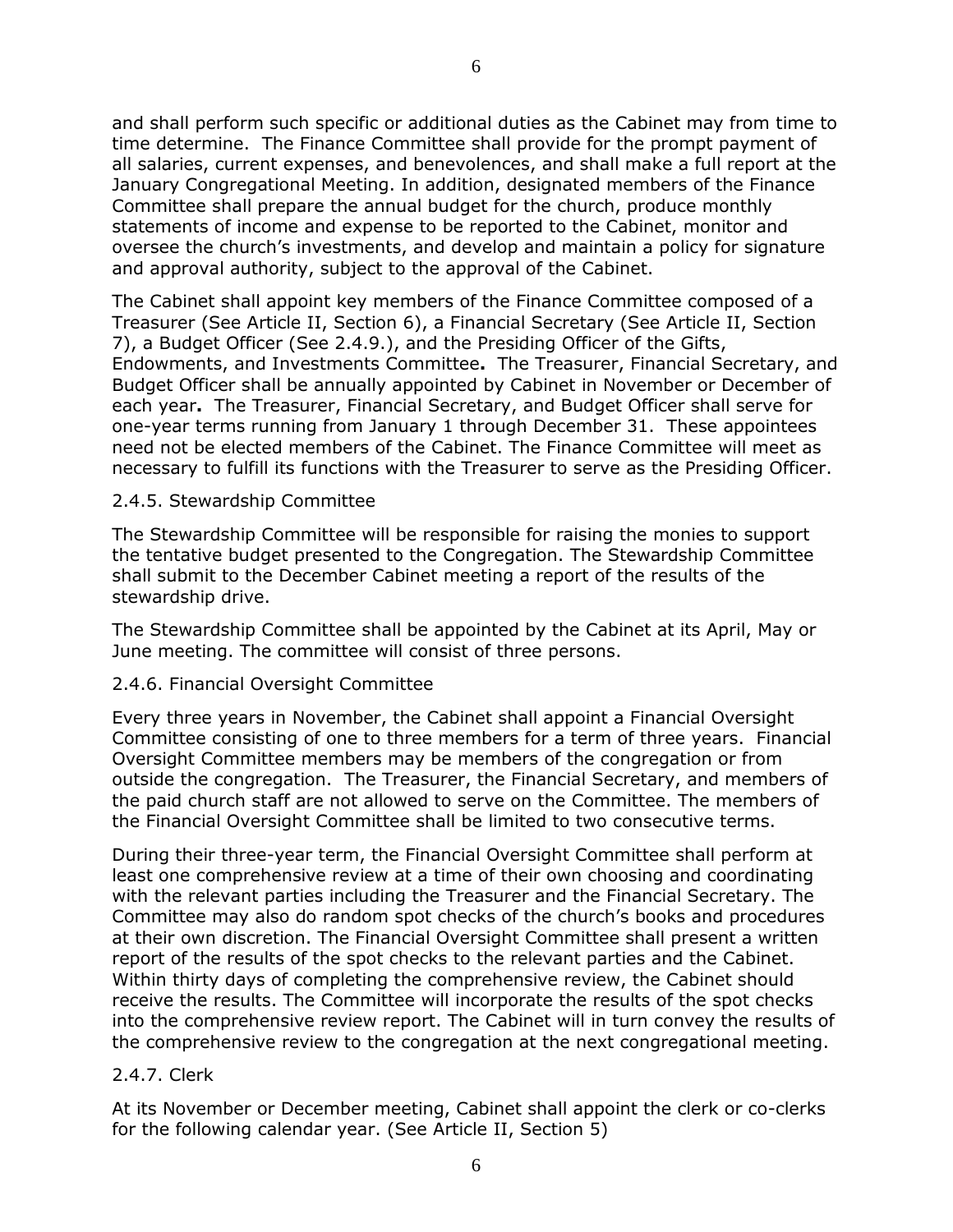and shall perform such specific or additional duties as the Cabinet may from time to time determine. The Finance Committee shall provide for the prompt payment of all salaries, current expenses, and benevolences, and shall make a full report at the January Congregational Meeting. In addition, designated members of the Finance Committee shall prepare the annual budget for the church, produce monthly statements of income and expense to be reported to the Cabinet, monitor and oversee the church's investments, and develop and maintain a policy for signature and approval authority, subject to the approval of the Cabinet.

The Cabinet shall appoint key members of the Finance Committee composed of a Treasurer (See Article II, Section 6), a Financial Secretary (See Article II, Section 7), a Budget Officer (See 2.4.9.), and the Presiding Officer of the Gifts, Endowments, and Investments Committee**.** The Treasurer, Financial Secretary, and Budget Officer shall be annually appointed by Cabinet in November or December of each year**.** The Treasurer, Financial Secretary, and Budget Officer shall serve for one-year terms running from January 1 through December 31. These appointees need not be elected members of the Cabinet. The Finance Committee will meet as necessary to fulfill its functions with the Treasurer to serve as the Presiding Officer.

2.4.5. Stewardship Committee

The Stewardship Committee will be responsible for raising the monies to support the tentative budget presented to the Congregation. The Stewardship Committee shall submit to the December Cabinet meeting a report of the results of the stewardship drive.

The Stewardship Committee shall be appointed by the Cabinet at its April, May or June meeting. The committee will consist of three persons.

2.4.6. Financial Oversight Committee

Every three years in November, the Cabinet shall appoint a Financial Oversight Committee consisting of one to three members for a term of three years. Financial Oversight Committee members may be members of the congregation or from outside the congregation. The Treasurer, the Financial Secretary, and members of the paid church staff are not allowed to serve on the Committee. The members of the Financial Oversight Committee shall be limited to two consecutive terms.

During their three-year term, the Financial Oversight Committee shall perform at least one comprehensive review at a time of their own choosing and coordinating with the relevant parties including the Treasurer and the Financial Secretary. The Committee may also do random spot checks of the church's books and procedures at their own discretion. The Financial Oversight Committee shall present a written report of the results of the spot checks to the relevant parties and the Cabinet. Within thirty days of completing the comprehensive review, the Cabinet should receive the results. The Committee will incorporate the results of the spot checks into the comprehensive review report. The Cabinet will in turn convey the results of the comprehensive review to the congregation at the next congregational meeting.

2.4.7. Clerk

At its November or December meeting, Cabinet shall appoint the clerk or co-clerks for the following calendar year. (See Article II, Section 5)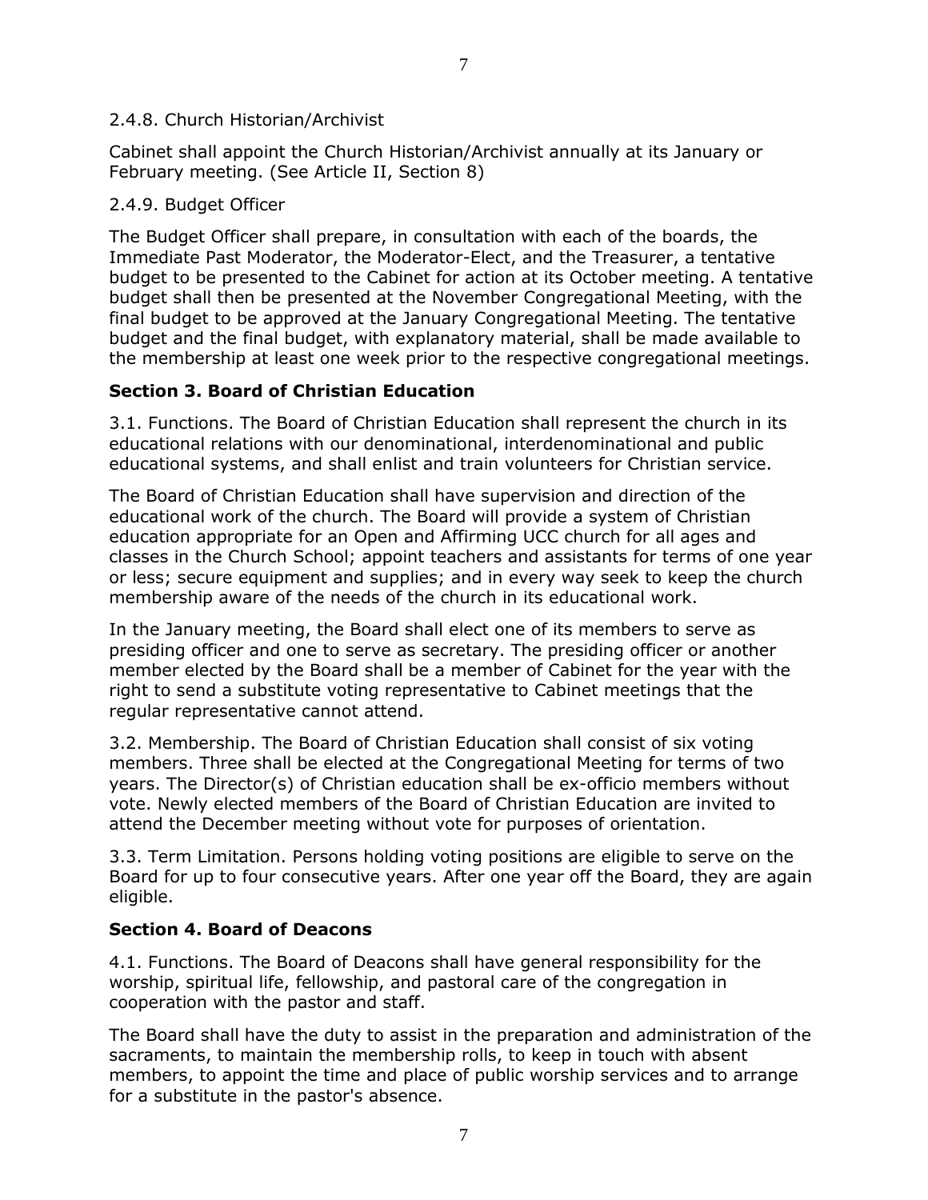2.4.8. Church Historian/Archivist

Cabinet shall appoint the Church Historian/Archivist annually at its January or February meeting. (See Article II, Section 8)

2.4.9. Budget Officer

The Budget Officer shall prepare, in consultation with each of the boards, the Immediate Past Moderator, the Moderator-Elect, and the Treasurer, a tentative budget to be presented to the Cabinet for action at its October meeting. A tentative budget shall then be presented at the November Congregational Meeting, with the final budget to be approved at the January Congregational Meeting. The tentative budget and the final budget, with explanatory material, shall be made available to the membership at least one week prior to the respective congregational meetings.

### Section 3. Board of Christian Education

3.1. Functions. The Board of Christian Education shall represent the church in its educational relations with our denominational, interdenominational and public educational systems, and shall enlist and train volunteers for Christian service.

The Board of Christian Education shall have supervision and direction of the educational work of the church. The Board will provide a system of Christian education appropriate for an Open and Affirming UCC church for all ages and classes in the Church School; appoint teachers and assistants for terms of one year or less; secure equipment and supplies; and in every way seek to keep the church membership aware of the needs of the church in its educational work.

In the January meeting, the Board shall elect one of its members to serve as presiding officer and one to serve as secretary. The presiding officer or another member elected by the Board shall be a member of Cabinet for the year with the right to send a substitute voting representative to Cabinet meetings that the regular representative cannot attend.

3.2. Membership. The Board of Christian Education shall consist of six voting members. Three shall be elected at the Congregational Meeting for terms of two years. The Director(s) of Christian education shall be ex-officio members without vote. Newly elected members of the Board of Christian Education are invited to attend the December meeting without vote for purposes of orientation.

3.3. Term Limitation. Persons holding voting positions are eligible to serve on the Board for up to four consecutive years. After one year off the Board, they are again eligible.

### Section 4. Board of Deacons

4.1. Functions. The Board of Deacons shall have general responsibility for the worship, spiritual life, fellowship, and pastoral care of the congregation in cooperation with the pastor and staff.

The Board shall have the duty to assist in the preparation and administration of the sacraments, to maintain the membership rolls, to keep in touch with absent members, to appoint the time and place of public worship services and to arrange for a substitute in the pastor's absence.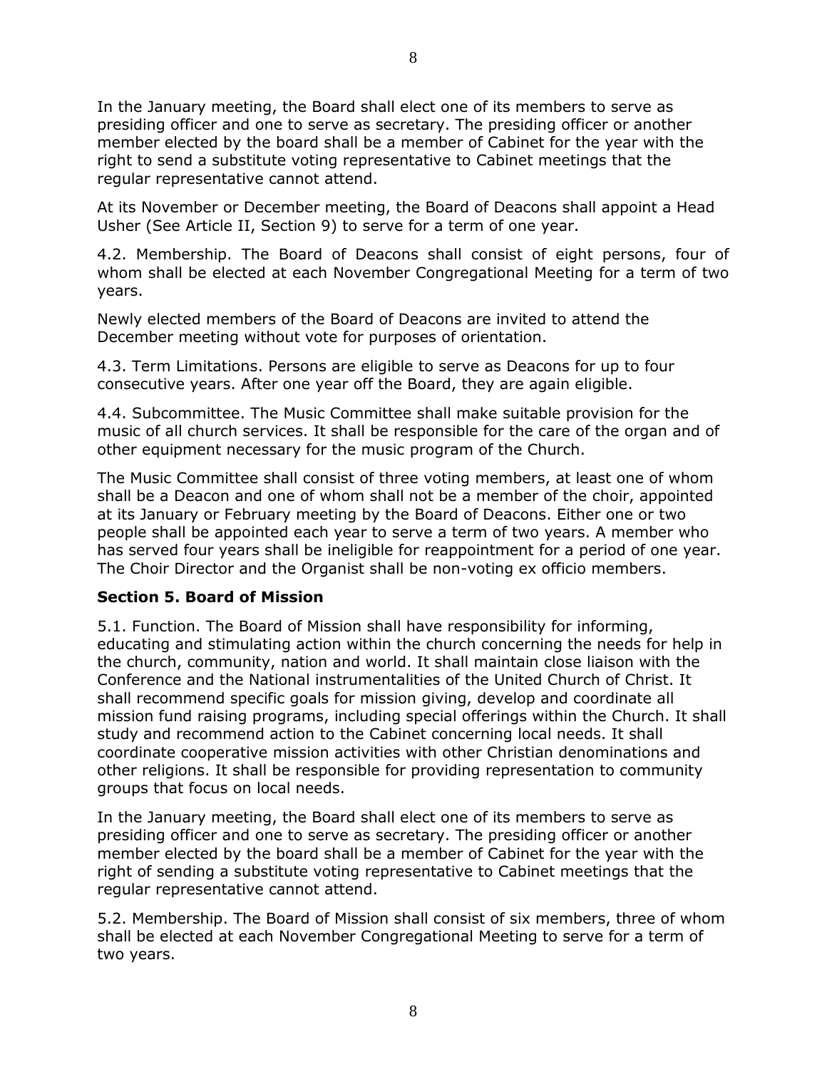In the January meeting, the Board shall elect one of its members to serve as presiding officer and one to serve as secretary. The presiding officer or another member elected by the board shall be a member of Cabinet for the year with the right to send a substitute voting representative to Cabinet meetings that the regular representative cannot attend.

At its November or December meeting, the Board of Deacons shall appoint a Head Usher (See Article II, Section 9) to serve for a term of one year.

4.2. Membership. The Board of Deacons shall consist of eight persons, four of whom shall be elected at each November Congregational Meeting for a term of two years.

Newly elected members of the Board of Deacons are invited to attend the December meeting without vote for purposes of orientation.

4.3. Term Limitations. Persons are eligible to serve as Deacons for up to four consecutive years. After one year off the Board, they are again eligible.

4.4. Subcommittee. The Music Committee shall make suitable provision for the music of all church services. It shall be responsible for the care of the organ and of other equipment necessary for the music program of the Church.

The Music Committee shall consist of three voting members, at least one of whom shall be a Deacon and one of whom shall not be a member of the choir, appointed at its January or February meeting by the Board of Deacons. Either one or two people shall be appointed each year to serve a term of two years. A member who has served four years shall be ineligible for reappointment for a period of one year. The Choir Director and the Organist shall be non-voting ex officio members.

### Section 5. Board of Mission

5.1. Function. The Board of Mission shall have responsibility for informing, educating and stimulating action within the church concerning the needs for help in the church, community, nation and world. It shall maintain close liaison with the Conference and the National instrumentalities of the United Church of Christ. It shall recommend specific goals for mission giving, develop and coordinate all mission fund raising programs, including special offerings within the Church. It shall study and recommend action to the Cabinet concerning local needs. It shall coordinate cooperative mission activities with other Christian denominations and other religions. It shall be responsible for providing representation to community groups that focus on local needs.

In the January meeting, the Board shall elect one of its members to serve as presiding officer and one to serve as secretary. The presiding officer or another member elected by the board shall be a member of Cabinet for the year with the right of sending a substitute voting representative to Cabinet meetings that the regular representative cannot attend.

5.2. Membership. The Board of Mission shall consist of six members, three of whom shall be elected at each November Congregational Meeting to serve for a term of two years.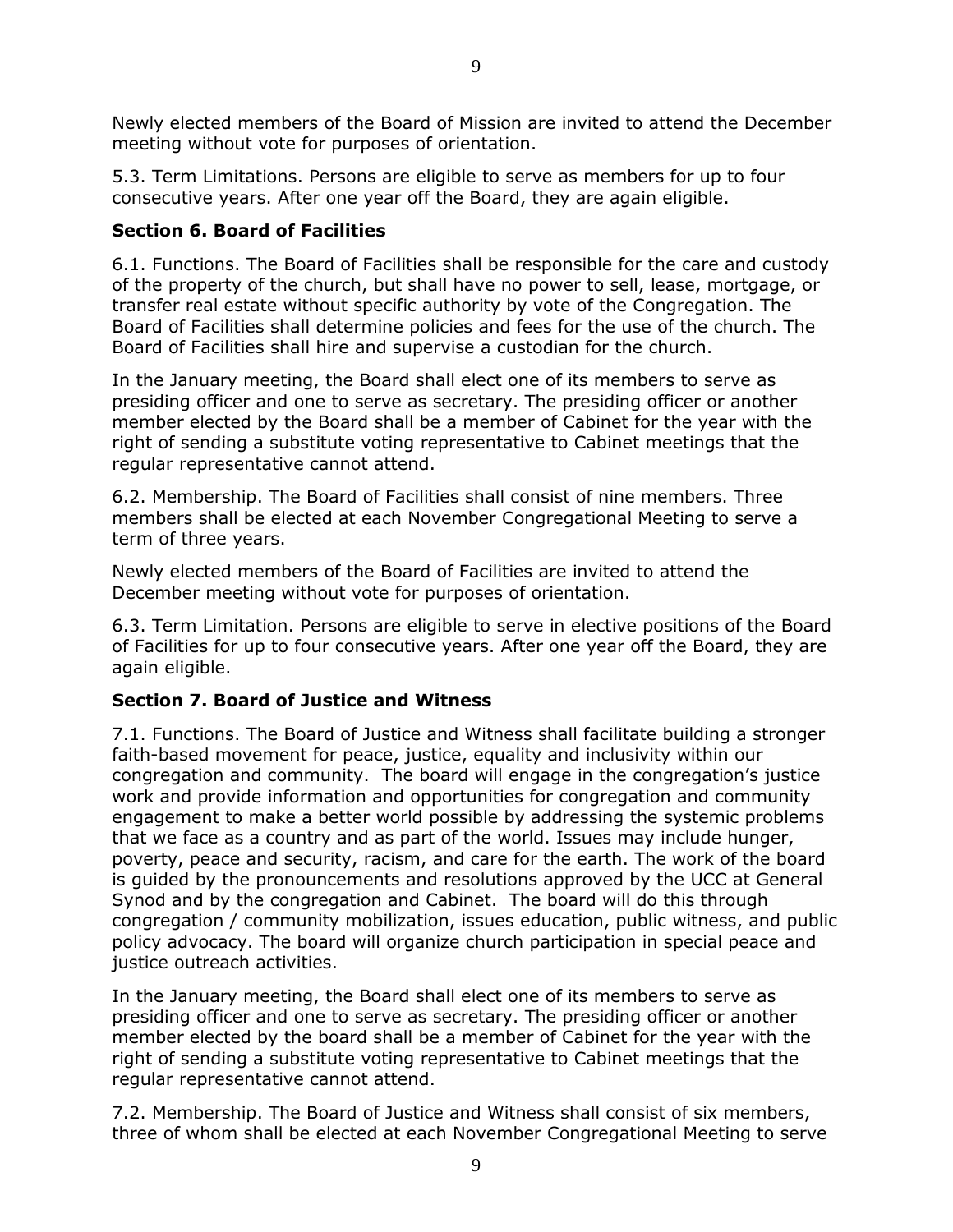Newly elected members of the Board of Mission are invited to attend the December meeting without vote for purposes of orientation.

5.3. Term Limitations. Persons are eligible to serve as members for up to four consecutive years. After one year off the Board, they are again eligible.

### Section 6. Board of Facilities

6.1. Functions. The Board of Facilities shall be responsible for the care and custody of the property of the church, but shall have no power to sell, lease, mortgage, or transfer real estate without specific authority by vote of the Congregation. The Board of Facilities shall determine policies and fees for the use of the church. The Board of Facilities shall hire and supervise a custodian for the church.

In the January meeting, the Board shall elect one of its members to serve as presiding officer and one to serve as secretary. The presiding officer or another member elected by the Board shall be a member of Cabinet for the year with the right of sending a substitute voting representative to Cabinet meetings that the regular representative cannot attend.

6.2. Membership. The Board of Facilities shall consist of nine members. Three members shall be elected at each November Congregational Meeting to serve a term of three years.

Newly elected members of the Board of Facilities are invited to attend the December meeting without vote for purposes of orientation.

6.3. Term Limitation. Persons are eligible to serve in elective positions of the Board of Facilities for up to four consecutive years. After one year off the Board, they are again eligible.

### Section 7. Board of Justice and Witness

7.1. Functions. The Board of Justice and Witness shall facilitate building a stronger faith-based movement for peace, justice, equality and inclusivity within our congregation and community. The board will engage in the congregation's justice work and provide information and opportunities for congregation and community engagement to make a better world possible by addressing the systemic problems that we face as a country and as part of the world. Issues may include hunger, poverty, peace and security, racism, and care for the earth. The work of the board is guided by the pronouncements and resolutions approved by the UCC at General Synod and by the congregation and Cabinet. The board will do this through congregation / community mobilization, issues education, public witness, and public policy advocacy. The board will organize church participation in special peace and justice outreach activities.

In the January meeting, the Board shall elect one of its members to serve as presiding officer and one to serve as secretary. The presiding officer or another member elected by the board shall be a member of Cabinet for the year with the right of sending a substitute voting representative to Cabinet meetings that the regular representative cannot attend.

7.2. Membership. The Board of Justice and Witness shall consist of six members, three of whom shall be elected at each November Congregational Meeting to serve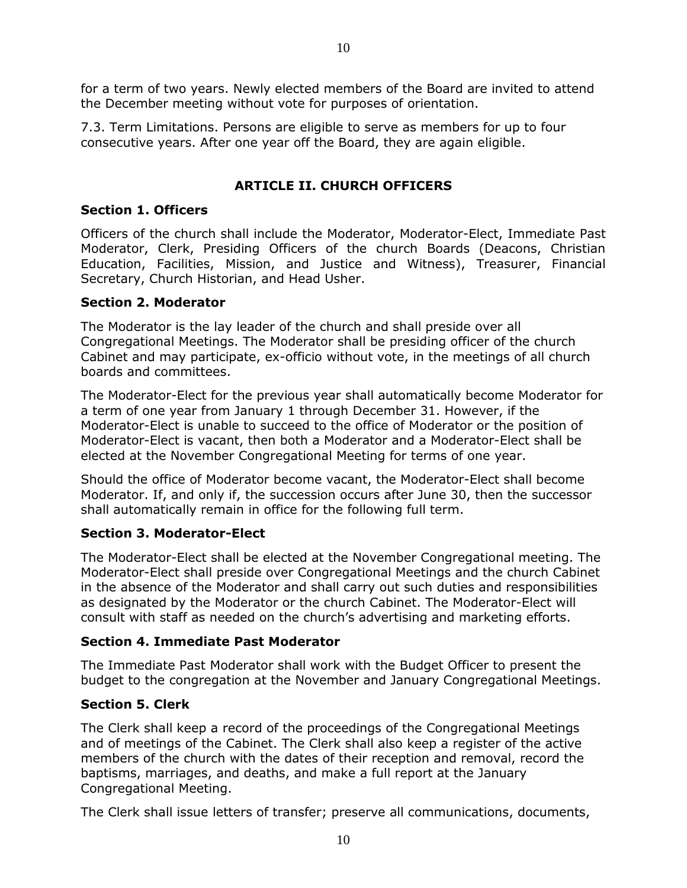for a term of two years. Newly elected members of the Board are invited to attend the December meeting without vote for purposes of orientation.

7.3. Term Limitations. Persons are eligible to serve as members for up to four consecutive years. After one year off the Board, they are again eligible.

## ARTICLE II. CHURCH OFFICERS

### Section 1. Officers

Officers of the church shall include the Moderator, Moderator-Elect, Immediate Past Moderator, Clerk, Presiding Officers of the church Boards (Deacons, Christian Education, Facilities, Mission, and Justice and Witness), Treasurer, Financial Secretary, Church Historian, and Head Usher.

### Section 2. Moderator

The Moderator is the lay leader of the church and shall preside over all Congregational Meetings. The Moderator shall be presiding officer of the church Cabinet and may participate, ex-officio without vote, in the meetings of all church boards and committees.

The Moderator-Elect for the previous year shall automatically become Moderator for a term of one year from January 1 through December 31. However, if the Moderator-Elect is unable to succeed to the office of Moderator or the position of Moderator-Elect is vacant, then both a Moderator and a Moderator-Elect shall be elected at the November Congregational Meeting for terms of one year.

Should the office of Moderator become vacant, the Moderator-Elect shall become Moderator. If, and only if, the succession occurs after June 30, then the successor shall automatically remain in office for the following full term.

### Section 3. Moderator-Elect

The Moderator-Elect shall be elected at the November Congregational meeting. The Moderator-Elect shall preside over Congregational Meetings and the church Cabinet in the absence of the Moderator and shall carry out such duties and responsibilities as designated by the Moderator or the church Cabinet. The Moderator-Elect will consult with staff as needed on the church's advertising and marketing efforts.

### Section 4. Immediate Past Moderator

The Immediate Past Moderator shall work with the Budget Officer to present the budget to the congregation at the November and January Congregational Meetings.

### Section 5. Clerk

The Clerk shall keep a record of the proceedings of the Congregational Meetings and of meetings of the Cabinet. The Clerk shall also keep a register of the active members of the church with the dates of their reception and removal, record the baptisms, marriages, and deaths, and make a full report at the January Congregational Meeting.

The Clerk shall issue letters of transfer; preserve all communications, documents,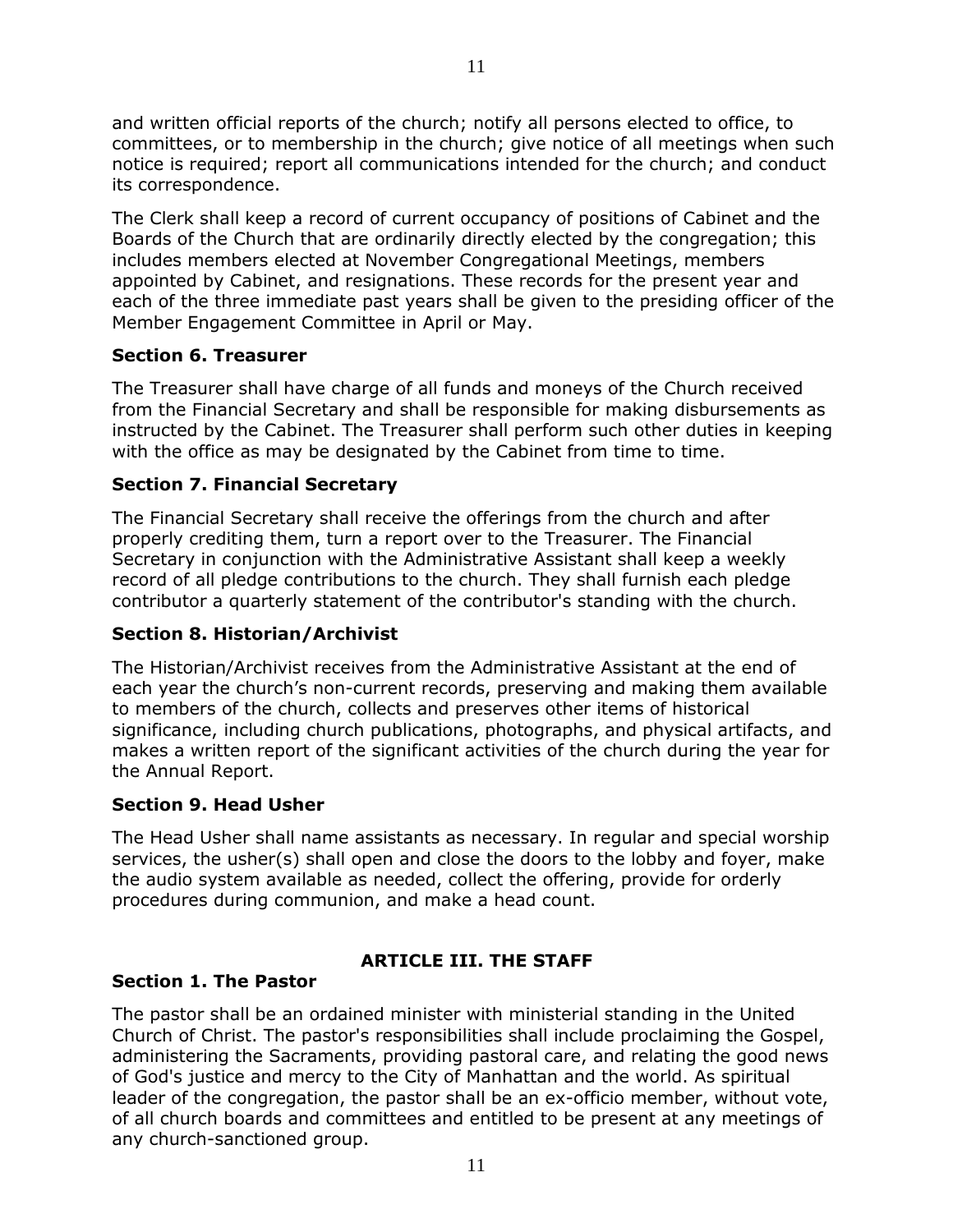and written official reports of the church; notify all persons elected to office, to committees, or to membership in the church; give notice of all meetings when such notice is required; report all communications intended for the church; and conduct its correspondence.

The Clerk shall keep a record of current occupancy of positions of Cabinet and the Boards of the Church that are ordinarily directly elected by the congregation; this includes members elected at November Congregational Meetings, members appointed by Cabinet, and resignations. These records for the present year and each of the three immediate past years shall be given to the presiding officer of the Member Engagement Committee in April or May.

### Section 6. Treasurer

The Treasurer shall have charge of all funds and moneys of the Church received from the Financial Secretary and shall be responsible for making disbursements as instructed by the Cabinet. The Treasurer shall perform such other duties in keeping with the office as may be designated by the Cabinet from time to time.

### Section 7. Financial Secretary

The Financial Secretary shall receive the offerings from the church and after properly crediting them, turn a report over to the Treasurer. The Financial Secretary in conjunction with the Administrative Assistant shall keep a weekly record of all pledge contributions to the church. They shall furnish each pledge contributor a quarterly statement of the contributor's standing with the church.

### Section 8. Historian/Archivist

The Historian/Archivist receives from the Administrative Assistant at the end of each year the church's non-current records, preserving and making them available to members of the church, collects and preserves other items of historical significance, including church publications, photographs, and physical artifacts, and makes a written report of the significant activities of the church during the year for the Annual Report.

### Section 9. Head Usher

The Head Usher shall name assistants as necessary. In regular and special worship services, the usher(s) shall open and close the doors to the lobby and foyer, make the audio system available as needed, collect the offering, provide for orderly procedures during communion, and make a head count.

## ARTICLE III. THE STAFF

### Section 1. The Pastor

The pastor shall be an ordained minister with ministerial standing in the United Church of Christ. The pastor's responsibilities shall include proclaiming the Gospel, administering the Sacraments, providing pastoral care, and relating the good news of God's justice and mercy to the City of Manhattan and the world. As spiritual leader of the congregation, the pastor shall be an ex-officio member, without vote, of all church boards and committees and entitled to be present at any meetings of any church-sanctioned group.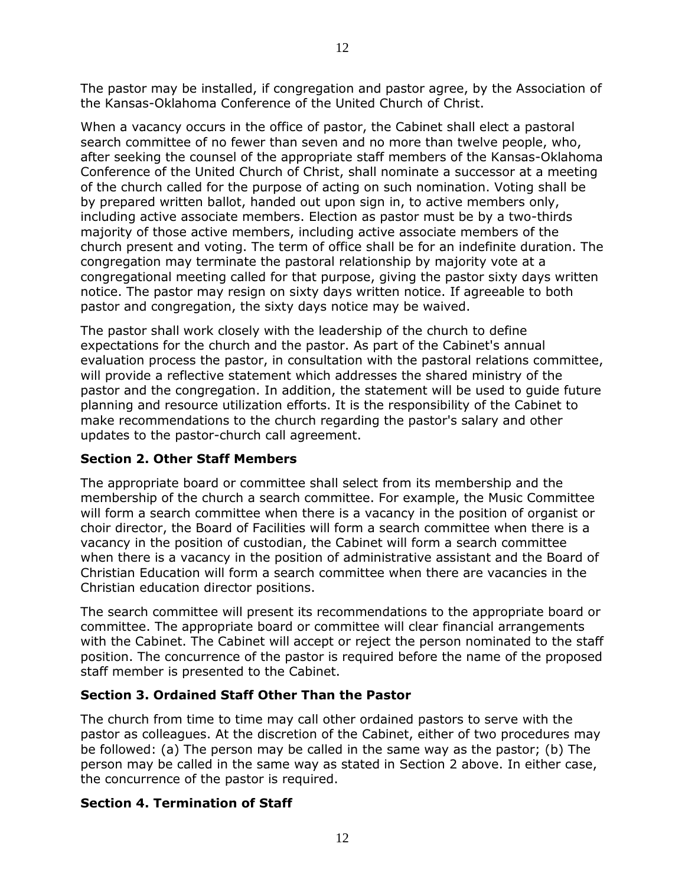The pastor may be installed, if congregation and pastor agree, by the Association of the Kansas-Oklahoma Conference of the United Church of Christ.

When a vacancy occurs in the office of pastor, the Cabinet shall elect a pastoral search committee of no fewer than seven and no more than twelve people, who, after seeking the counsel of the appropriate staff members of the Kansas-Oklahoma Conference of the United Church of Christ, shall nominate a successor at a meeting of the church called for the purpose of acting on such nomination. Voting shall be by prepared written ballot, handed out upon sign in, to active members only, including active associate members. Election as pastor must be by a two-thirds majority of those active members, including active associate members of the church present and voting. The term of office shall be for an indefinite duration. The congregation may terminate the pastoral relationship by majority vote at a congregational meeting called for that purpose, giving the pastor sixty days written notice. The pastor may resign on sixty days written notice. If agreeable to both pastor and congregation, the sixty days notice may be waived.

The pastor shall work closely with the leadership of the church to define expectations for the church and the pastor. As part of the Cabinet's annual evaluation process the pastor, in consultation with the pastoral relations committee, will provide a reflective statement which addresses the shared ministry of the pastor and the congregation. In addition, the statement will be used to guide future planning and resource utilization efforts. It is the responsibility of the Cabinet to make recommendations to the church regarding the pastor's salary and other updates to the pastor-church call agreement.

### Section 2. Other Staff Members

The appropriate board or committee shall select from its membership and the membership of the church a search committee. For example, the Music Committee will form a search committee when there is a vacancy in the position of organist or choir director, the Board of Facilities will form a search committee when there is a vacancy in the position of custodian, the Cabinet will form a search committee when there is a vacancy in the position of administrative assistant and the Board of Christian Education will form a search committee when there are vacancies in the Christian education director positions.

The search committee will present its recommendations to the appropriate board or committee. The appropriate board or committee will clear financial arrangements with the Cabinet. The Cabinet will accept or reject the person nominated to the staff position. The concurrence of the pastor is required before the name of the proposed staff member is presented to the Cabinet.

### Section 3. Ordained Staff Other Than the Pastor

The church from time to time may call other ordained pastors to serve with the pastor as colleagues. At the discretion of the Cabinet, either of two procedures may be followed: (a) The person may be called in the same way as the pastor; (b) The person may be called in the same way as stated in Section 2 above. In either case, the concurrence of the pastor is required.

### Section 4. Termination of Staff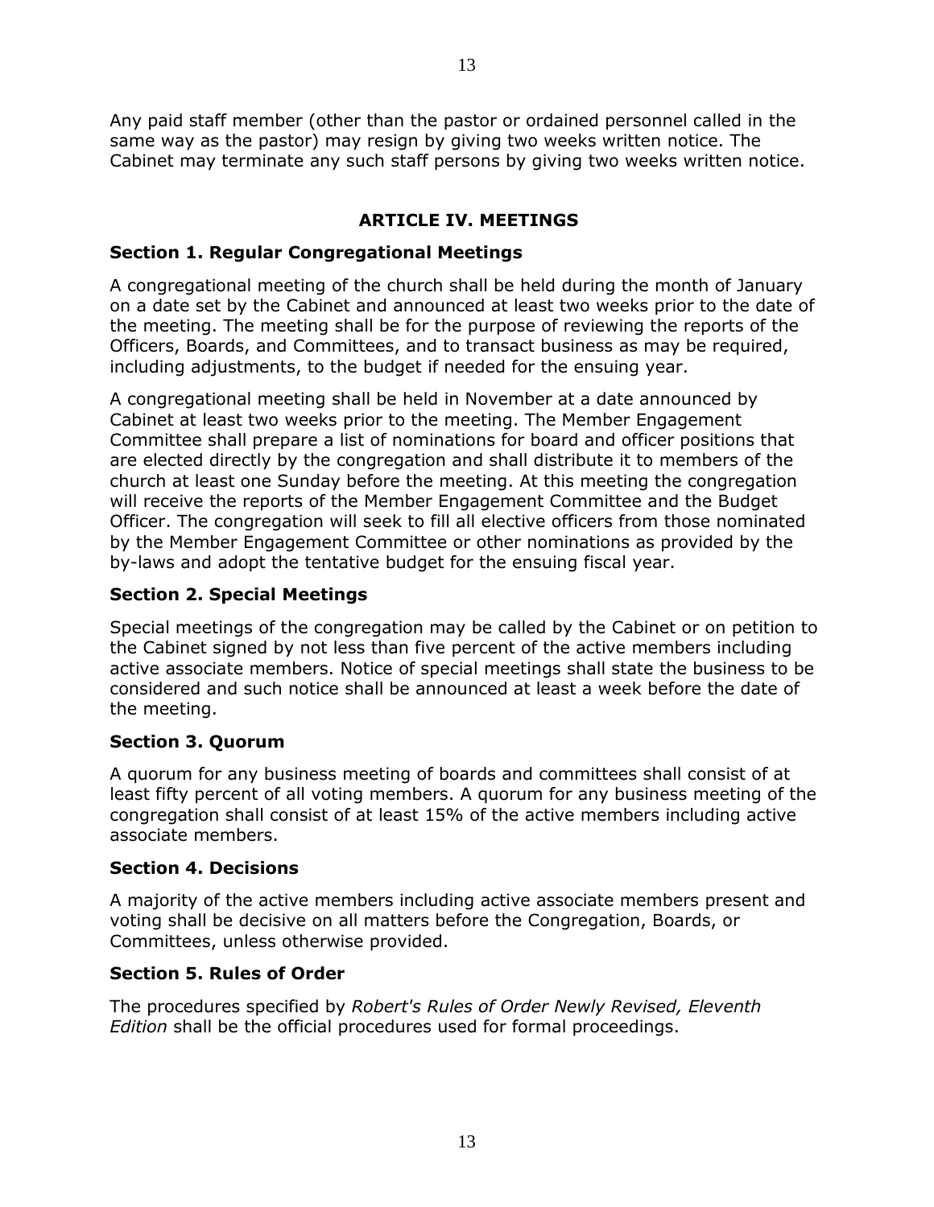Any paid staff member (other than the pastor or ordained personnel called in the same way as the pastor) may resign by giving two weeks written notice. The Cabinet may terminate any such staff persons by giving two weeks written notice.

## ARTICLE IV. MEETINGS

### Section 1. Regular Congregational Meetings

A congregational meeting of the church shall be held during the month of January on a date set by the Cabinet and announced at least two weeks prior to the date of the meeting. The meeting shall be for the purpose of reviewing the reports of the Officers, Boards, and Committees, and to transact business as may be required, including adjustments, to the budget if needed for the ensuing year.

A congregational meeting shall be held in November at a date announced by Cabinet at least two weeks prior to the meeting. The Member Engagement Committee shall prepare a list of nominations for board and officer positions that are elected directly by the congregation and shall distribute it to members of the church at least one Sunday before the meeting. At this meeting the congregation will receive the reports of the Member Engagement Committee and the Budget Officer. The congregation will seek to fill all elective officers from those nominated by the Member Engagement Committee or other nominations as provided by the by-laws and adopt the tentative budget for the ensuing fiscal year.

### Section 2. Special Meetings

Special meetings of the congregation may be called by the Cabinet or on petition to the Cabinet signed by not less than five percent of the active members including active associate members. Notice of special meetings shall state the business to be considered and such notice shall be announced at least a week before the date of the meeting.

### Section 3. Quorum

A quorum for any business meeting of boards and committees shall consist of at least fifty percent of all voting members. A quorum for any business meeting of the congregation shall consist of at least 15% of the active members including active associate members.

### Section 4. Decisions

A majority of the active members including active associate members present and voting shall be decisive on all matters before the Congregation, Boards, or Committees, unless otherwise provided.

### Section 5. Rules of Order

The procedures specified by *Robert's Rules of Order Newly Revised, Eleventh Edition* shall be the official procedures used for formal proceedings.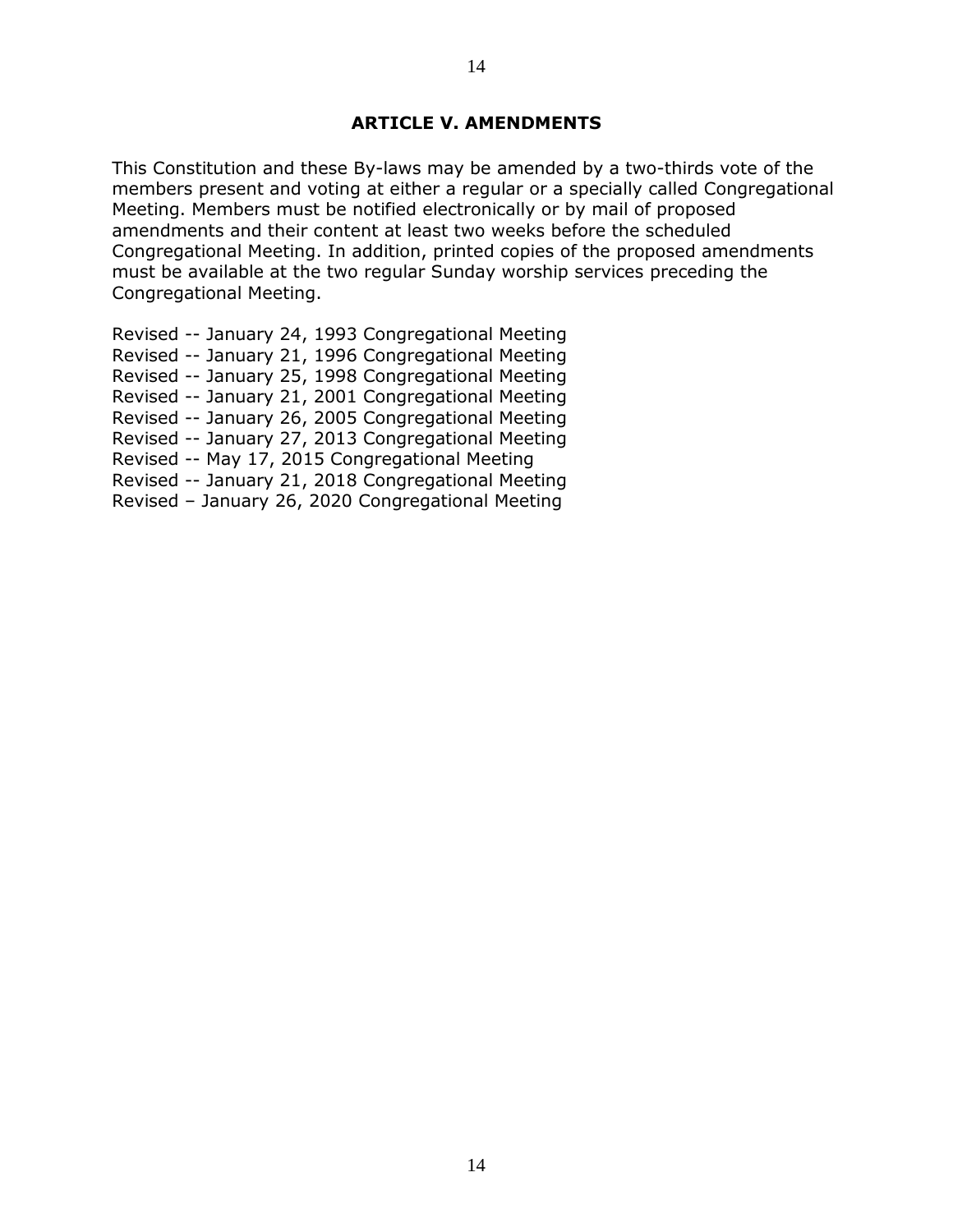## ARTICLE V. AMENDMENTS

This Constitution and these By-laws may be amended by a two-thirds vote of the members present and voting at either a regular or a specially called Congregational Meeting. Members must be notified electronically or by mail of proposed amendments and their content at least two weeks before the scheduled Congregational Meeting. In addition, printed copies of the proposed amendments must be available at the two regular Sunday worship services preceding the Congregational Meeting.

Revised -- January 24, 1993 Congregational Meeting
Revised -- January 21, 1996 Congregational Meeting
Revised -- January 25, 1998 Congregational Meeting
Revised -- January 21, 2001 Congregational Meeting
Revised -- January 26, 2005 Congregational Meeting
Revised -- January 27, 2013 Congregational Meeting
Revised -- May 17, 2015 Congregational Meeting
Revised -- January 21, 2018 Congregational Meeting
Revised – January 26, 2020 Congregational Meeting